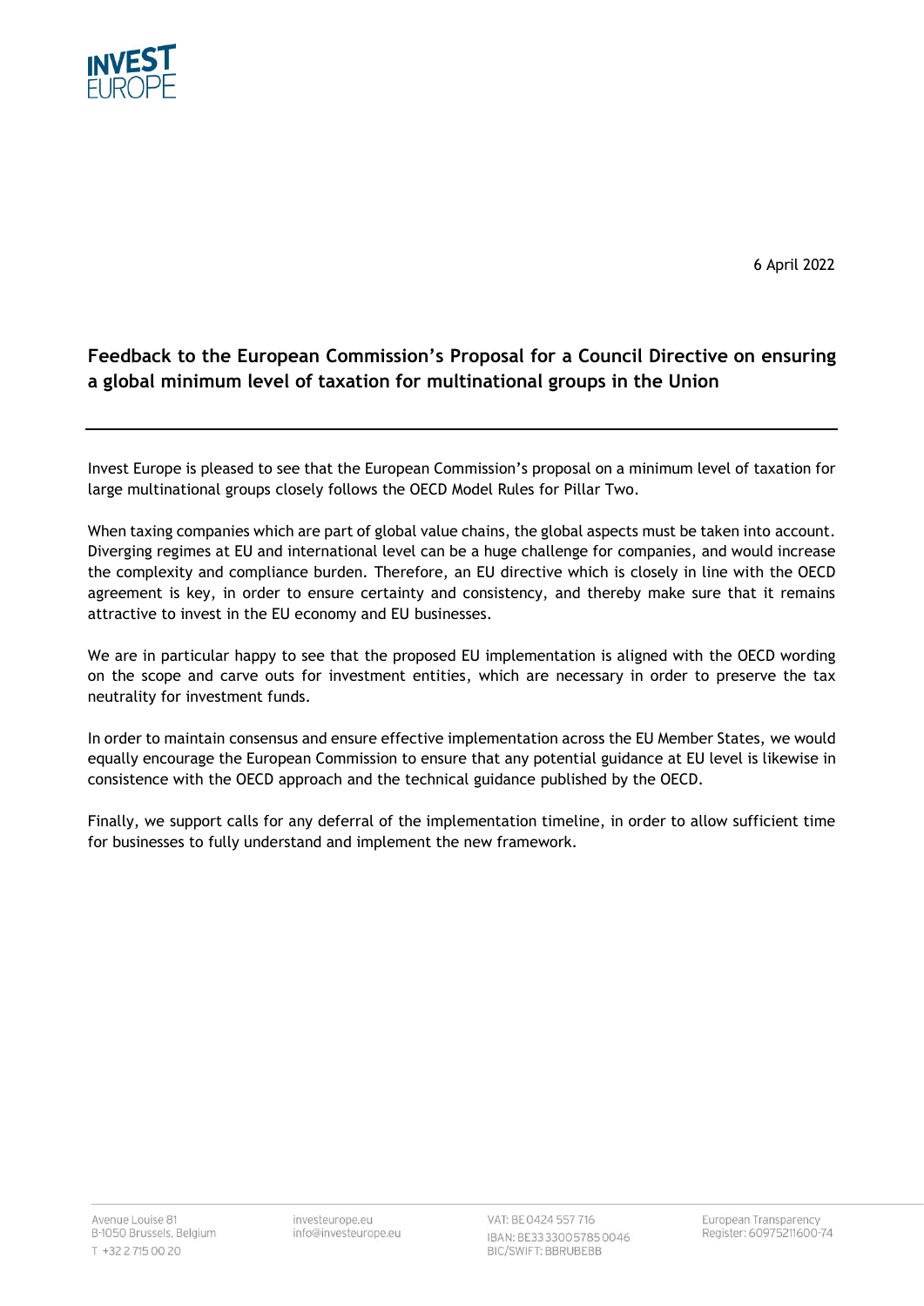6 April 2022

# Feedback to the European Commission's Proposal for a Council Directive on ensuring a global minimum level of taxation for multinational groups in the Union

Invest Europe is pleased to see that the European Commission's proposal on a minimum level of taxation for large multinational groups closely follows the OECD Model Rules for Pillar Two.

When taxing companies which are part of global value chains, the global aspects must be taken into account. Diverging regimes at EU and international level can be a huge challenge for companies, and would increase the complexity and compliance burden. Therefore, an EU directive which is closely in line with the OECD agreement is key, in order to ensure certainty and consistency, and thereby make sure that it remains attractive to invest in the EU economy and EU businesses.

We are in particular happy to see that the proposed EU implementation is aligned with the OECD wording on the scope and carve outs for investment entities, which are necessary in order to preserve the tax neutrality for investment funds.

In order to maintain consensus and ensure effective implementation across the EU Member States, we would equally encourage the European Commission to ensure that any potential guidance at EU level is likewise in consistence with the OECD approach and the technical guidance published by the OECD.

Finally, we support calls for any deferral of the implementation timeline, in order to allow sufficient time for businesses to fully understand and implement the new framework.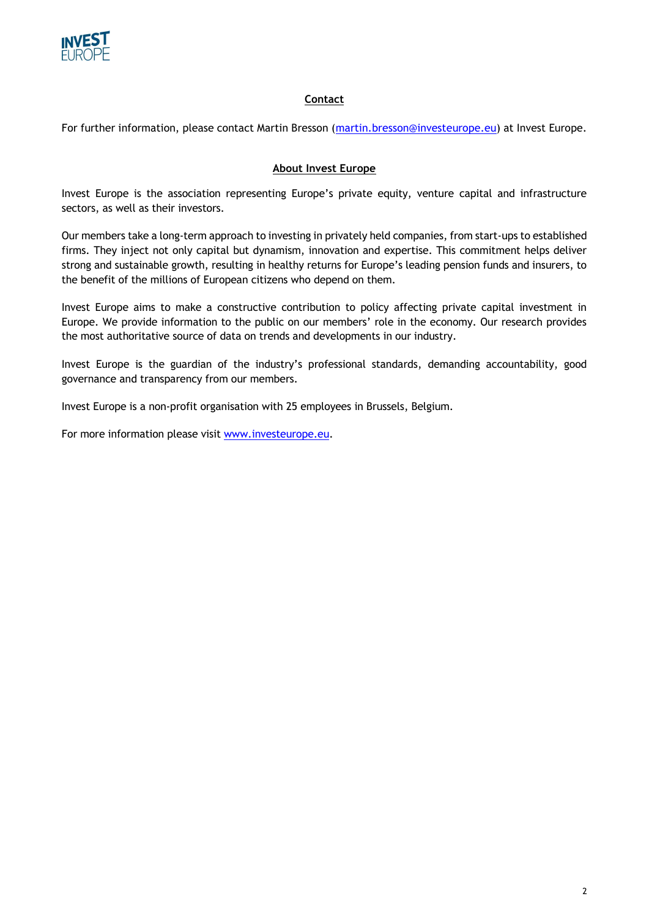## Contact

For further information, please contact Martin Bresson (martin.bresson@investeurope.eu) at Invest Europe.

## About Invest Europe

Invest Europe is the association representing Europe's private equity, venture capital and infrastructure sectors, as well as their investors.

Our members take a long-term approach to investing in privately held companies, from start-ups to established firms. They inject not only capital but dynamism, innovation and expertise. This commitment helps deliver strong and sustainable growth, resulting in healthy returns for Europe's leading pension funds and insurers, to the benefit of the millions of European citizens who depend on them.

Invest Europe aims to make a constructive contribution to policy affecting private capital investment in Europe. We provide information to the public on our members' role in the economy. Our research provides the most authoritative source of data on trends and developments in our industry.

Invest Europe is the guardian of the industry's professional standards, demanding accountability, good governance and transparency from our members.

Invest Europe is a non-profit organisation with 25 employees in Brussels, Belgium.

For more information please visit www.investeurope.eu.